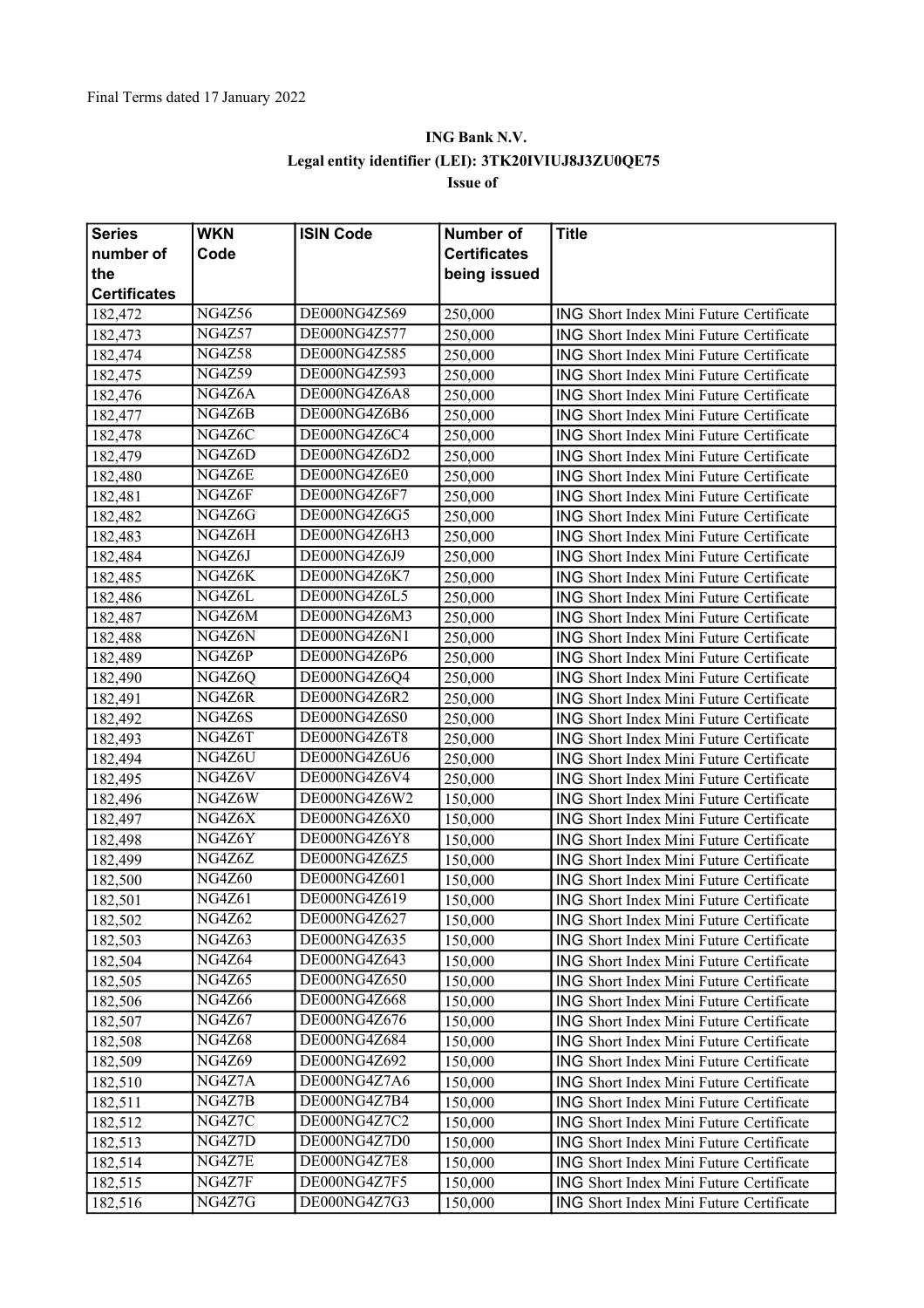Final Terms dated 17 January 2022

**ING Bank N.V.**

**Legal entity identifier (LEI): 3TK20IVIUJ8J3ZU0QE75**

**Issue of**

| Series number of the Certificates | WKN Code | ISIN Code | Number of Certificates being issued | Title |
|---|---|---|---|---|
| 182,472 | NG4Z56 | DE000NG4Z569 | 250,000 | ING Short Index Mini Future Certificate |
| 182,473 | NG4Z57 | DE000NG4Z577 | 250,000 | ING Short Index Mini Future Certificate |
| 182,474 | NG4Z58 | DE000NG4Z585 | 250,000 | ING Short Index Mini Future Certificate |
| 182,475 | NG4Z59 | DE000NG4Z593 | 250,000 | ING Short Index Mini Future Certificate |
| 182,476 | NG4Z6A | DE000NG4Z6A8 | 250,000 | ING Short Index Mini Future Certificate |
| 182,477 | NG4Z6B | DE000NG4Z6B6 | 250,000 | ING Short Index Mini Future Certificate |
| 182,478 | NG4Z6C | DE000NG4Z6C4 | 250,000 | ING Short Index Mini Future Certificate |
| 182,479 | NG4Z6D | DE000NG4Z6D2 | 250,000 | ING Short Index Mini Future Certificate |
| 182,480 | NG4Z6E | DE000NG4Z6E0 | 250,000 | ING Short Index Mini Future Certificate |
| 182,481 | NG4Z6F | DE000NG4Z6F7 | 250,000 | ING Short Index Mini Future Certificate |
| 182,482 | NG4Z6G | DE000NG4Z6G5 | 250,000 | ING Short Index Mini Future Certificate |
| 182,483 | NG4Z6H | DE000NG4Z6H3 | 250,000 | ING Short Index Mini Future Certificate |
| 182,484 | NG4Z6J | DE000NG4Z6J9 | 250,000 | ING Short Index Mini Future Certificate |
| 182,485 | NG4Z6K | DE000NG4Z6K7 | 250,000 | ING Short Index Mini Future Certificate |
| 182,486 | NG4Z6L | DE000NG4Z6L5 | 250,000 | ING Short Index Mini Future Certificate |
| 182,487 | NG4Z6M | DE000NG4Z6M3 | 250,000 | ING Short Index Mini Future Certificate |
| 182,488 | NG4Z6N | DE000NG4Z6N1 | 250,000 | ING Short Index Mini Future Certificate |
| 182,489 | NG4Z6P | DE000NG4Z6P6 | 250,000 | ING Short Index Mini Future Certificate |
| 182,490 | NG4Z6Q | DE000NG4Z6Q4 | 250,000 | ING Short Index Mini Future Certificate |
| 182,491 | NG4Z6R | DE000NG4Z6R2 | 250,000 | ING Short Index Mini Future Certificate |
| 182,492 | NG4Z6S | DE000NG4Z6S0 | 250,000 | ING Short Index Mini Future Certificate |
| 182,493 | NG4Z6T | DE000NG4Z6T8 | 250,000 | ING Short Index Mini Future Certificate |
| 182,494 | NG4Z6U | DE000NG4Z6U6 | 250,000 | ING Short Index Mini Future Certificate |
| 182,495 | NG4Z6V | DE000NG4Z6V4 | 250,000 | ING Short Index Mini Future Certificate |
| 182,496 | NG4Z6W | DE000NG4Z6W2 | 150,000 | ING Short Index Mini Future Certificate |
| 182,497 | NG4Z6X | DE000NG4Z6X0 | 150,000 | ING Short Index Mini Future Certificate |
| 182,498 | NG4Z6Y | DE000NG4Z6Y8 | 150,000 | ING Short Index Mini Future Certificate |
| 182,499 | NG4Z6Z | DE000NG4Z6Z5 | 150,000 | ING Short Index Mini Future Certificate |
| 182,500 | NG4Z60 | DE000NG4Z601 | 150,000 | ING Short Index Mini Future Certificate |
| 182,501 | NG4Z61 | DE000NG4Z619 | 150,000 | ING Short Index Mini Future Certificate |
| 182,502 | NG4Z62 | DE000NG4Z627 | 150,000 | ING Short Index Mini Future Certificate |
| 182,503 | NG4Z63 | DE000NG4Z635 | 150,000 | ING Short Index Mini Future Certificate |
| 182,504 | NG4Z64 | DE000NG4Z643 | 150,000 | ING Short Index Mini Future Certificate |
| 182,505 | NG4Z65 | DE000NG4Z650 | 150,000 | ING Short Index Mini Future Certificate |
| 182,506 | NG4Z66 | DE000NG4Z668 | 150,000 | ING Short Index Mini Future Certificate |
| 182,507 | NG4Z67 | DE000NG4Z676 | 150,000 | ING Short Index Mini Future Certificate |
| 182,508 | NG4Z68 | DE000NG4Z684 | 150,000 | ING Short Index Mini Future Certificate |
| 182,509 | NG4Z69 | DE000NG4Z692 | 150,000 | ING Short Index Mini Future Certificate |
| 182,510 | NG4Z7A | DE000NG4Z7A6 | 150,000 | ING Short Index Mini Future Certificate |
| 182,511 | NG4Z7B | DE000NG4Z7B4 | 150,000 | ING Short Index Mini Future Certificate |
| 182,512 | NG4Z7C | DE000NG4Z7C2 | 150,000 | ING Short Index Mini Future Certificate |
| 182,513 | NG4Z7D | DE000NG4Z7D0 | 150,000 | ING Short Index Mini Future Certificate |
| 182,514 | NG4Z7E | DE000NG4Z7E8 | 150,000 | ING Short Index Mini Future Certificate |
| 182,515 | NG4Z7F | DE000NG4Z7F5 | 150,000 | ING Short Index Mini Future Certificate |
| 182,516 | NG4Z7G | DE000NG4Z7G3 | 150,000 | ING Short Index Mini Future Certificate |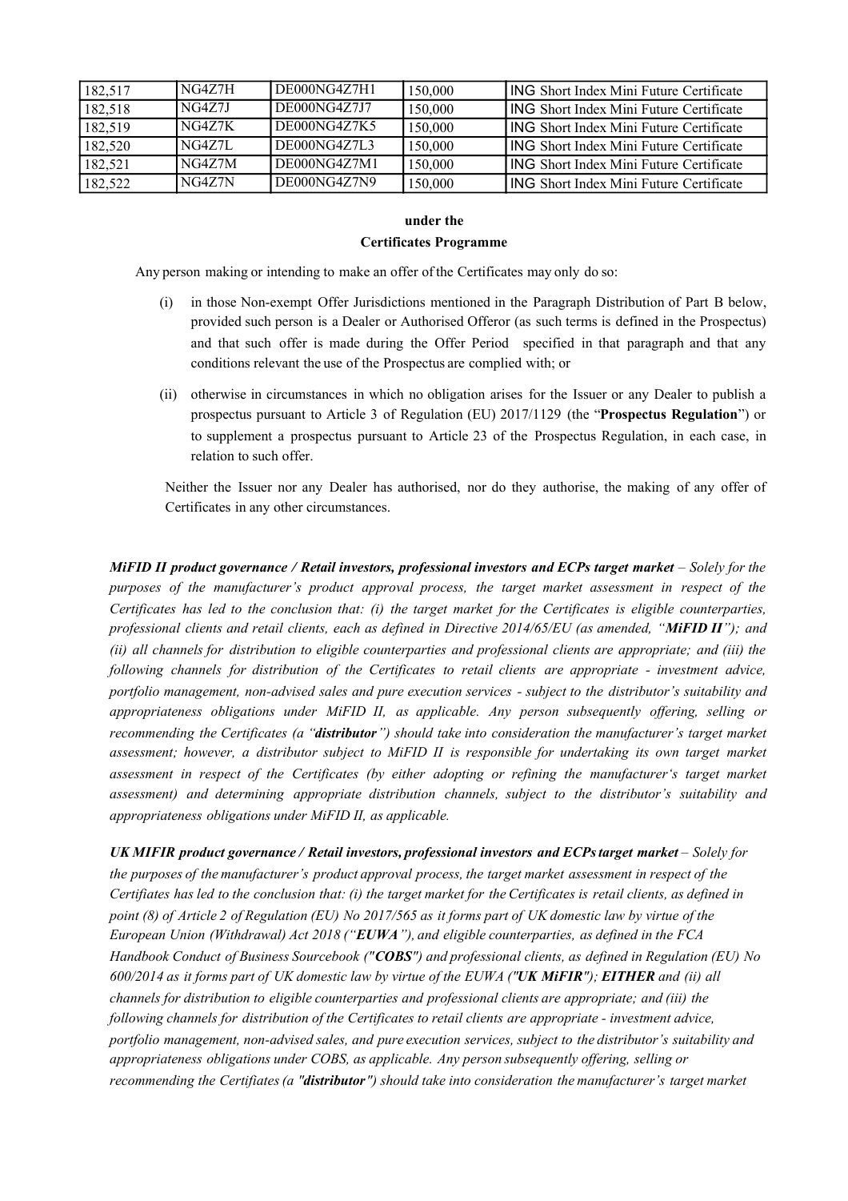| | | | | |
|---|---|---|---|---|
| 182,517 | NG4Z7H | DE000NG4Z7H1 | 150,000 | ING Short Index Mini Future Certificate |
| 182,518 | NG4Z7J | DE000NG4Z7J7 | 150,000 | ING Short Index Mini Future Certificate |
| 182,519 | NG4Z7K | DE000NG4Z7K5 | 150,000 | ING Short Index Mini Future Certificate |
| 182,520 | NG4Z7L | DE000NG4Z7L3 | 150,000 | ING Short Index Mini Future Certificate |
| 182,521 | NG4Z7M | DE000NG4Z7M1 | 150,000 | ING Short Index Mini Future Certificate |
| 182,522 | NG4Z7N | DE000NG4Z7N9 | 150,000 | ING Short Index Mini Future Certificate |

**under the**

**Certificates Programme**

Any person making or intending to make an offer of the Certificates may only do so:

(i) in those Non-exempt Offer Jurisdictions mentioned in the Paragraph Distribution of Part B below, provided such person is a Dealer or Authorised Offeror (as such terms is defined in the Prospectus) and that such offer is made during the Offer Period specified in that paragraph and that any conditions relevant the use of the Prospectus are complied with; or

(ii) otherwise in circumstances in which no obligation arises for the Issuer or any Dealer to publish a prospectus pursuant to Article 3 of Regulation (EU) 2017/1129 (the "**Prospectus Regulation**") or to supplement a prospectus pursuant to Article 23 of the Prospectus Regulation, in each case, in relation to such offer.

Neither the Issuer nor any Dealer has authorised, nor do they authorise, the making of any offer of Certificates in any other circumstances.

***MiFID II product governance / Retail investors, professional investors and ECPs target market*** *– Solely for the purposes of the manufacturer's product approval process, the target market assessment in respect of the Certificates has led to the conclusion that: (i) the target market for the Certificates is eligible counterparties, professional clients and retail clients, each as defined in Directive 2014/65/EU (as amended, "**MiFID II**"); and (ii) all channels for distribution to eligible counterparties and professional clients are appropriate; and (iii) the following channels for distribution of the Certificates to retail clients are appropriate - investment advice, portfolio management, non-advised sales and pure execution services - subject to the distributor's suitability and appropriateness obligations under MiFID II, as applicable. Any person subsequently offering, selling or recommending the Certificates (a "**distributor**") should take into consideration the manufacturer's target market assessment; however, a distributor subject to MiFID II is responsible for undertaking its own target market assessment in respect of the Certificates (by either adopting or refining the manufacturer's target market assessment) and determining appropriate distribution channels, subject to the distributor's suitability and appropriateness obligations under MiFID II, as applicable.*

***UK MIFIR product governance / Retail investors, professional investors and ECPs target market*** *– Solely for the purposes of the manufacturer's product approval process, the target market assessment in respect of the Certifiates has led to the conclusion that: (i) the target market for the Certificates is retail clients, as defined in point (8) of Article 2 of Regulation (EU) No 2017/565 as it forms part of UK domestic law by virtue of the European Union (Withdrawal) Act 2018 ("**EUWA**"), and eligible counterparties, as defined in the FCA Handbook Conduct of Business Sourcebook ("**COBS**") and professional clients, as defined in Regulation (EU) No 600/2014 as it forms part of UK domestic law by virtue of the EUWA ("**UK MiFIR**"); **EITHER** and (ii) all channels for distribution to eligible counterparties and professional clients are appropriate; and (iii) the following channels for distribution of the Certificates to retail clients are appropriate - investment advice, portfolio management, non-advised sales, and pure execution services, subject to the distributor's suitability and appropriateness obligations under COBS, as applicable. Any person subsequently offering, selling or recommending the Certifiates (a "**distributor**") should take into consideration the manufacturer's target market*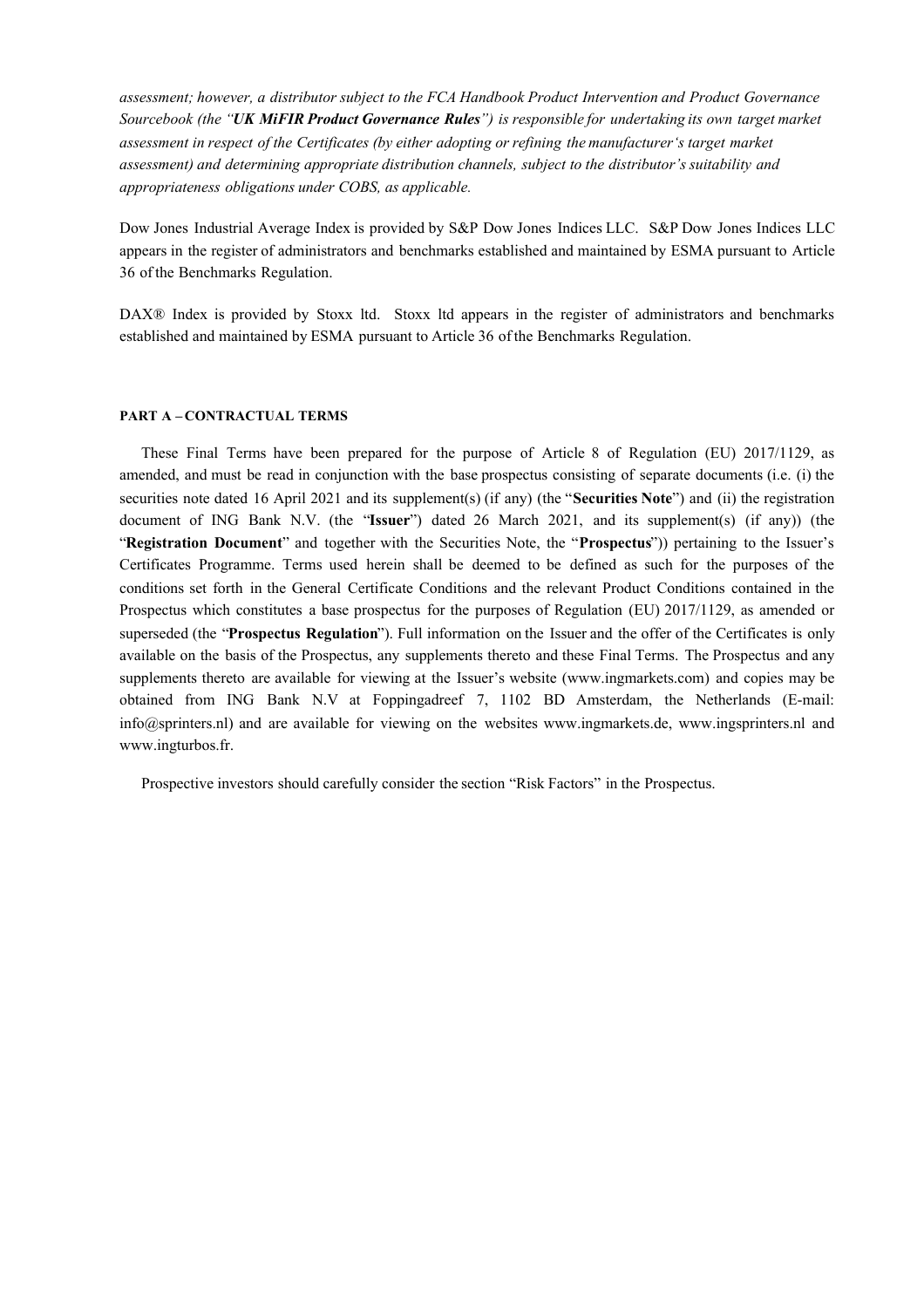*assessment; however, a distributor subject to the FCA Handbook Product Intervention and Product Governance Sourcebook (the "**UK MiFIR Product Governance Rules**") is responsible for undertaking its own target market assessment in respect of the Certificates (by either adopting or refining the manufacturer's target market assessment) and determining appropriate distribution channels, subject to the distributor's suitability and appropriateness obligations under COBS, as applicable.*

Dow Jones Industrial Average Index is provided by S&P Dow Jones Indices LLC. S&P Dow Jones Indices LLC appears in the register of administrators and benchmarks established and maintained by ESMA pursuant to Article 36 of the Benchmarks Regulation.

DAX® Index is provided by Stoxx ltd. Stoxx ltd appears in the register of administrators and benchmarks established and maintained by ESMA pursuant to Article 36 of the Benchmarks Regulation.

**PART A – CONTRACTUAL TERMS**

These Final Terms have been prepared for the purpose of Article 8 of Regulation (EU) 2017/1129, as amended, and must be read in conjunction with the base prospectus consisting of separate documents (i.e. (i) the securities note dated 16 April 2021 and its supplement(s) (if any) (the "**Securities Note**") and (ii) the registration document of ING Bank N.V. (the "**Issuer**") dated 26 March 2021, and its supplement(s) (if any)) (the "**Registration Document**" and together with the Securities Note, the "**Prospectus**")) pertaining to the Issuer's Certificates Programme. Terms used herein shall be deemed to be defined as such for the purposes of the conditions set forth in the General Certificate Conditions and the relevant Product Conditions contained in the Prospectus which constitutes a base prospectus for the purposes of Regulation (EU) 2017/1129, as amended or superseded (the "**Prospectus Regulation**"). Full information on the Issuer and the offer of the Certificates is only available on the basis of the Prospectus, any supplements thereto and these Final Terms. The Prospectus and any supplements thereto are available for viewing at the Issuer's website (www.ingmarkets.com) and copies may be obtained from ING Bank N.V at Foppingadreef 7, 1102 BD Amsterdam, the Netherlands (E-mail: info@sprinters.nl) and are available for viewing on the websites www.ingmarkets.de, www.ingsprinters.nl and www.ingturbos.fr.

Prospective investors should carefully consider the section "Risk Factors" in the Prospectus.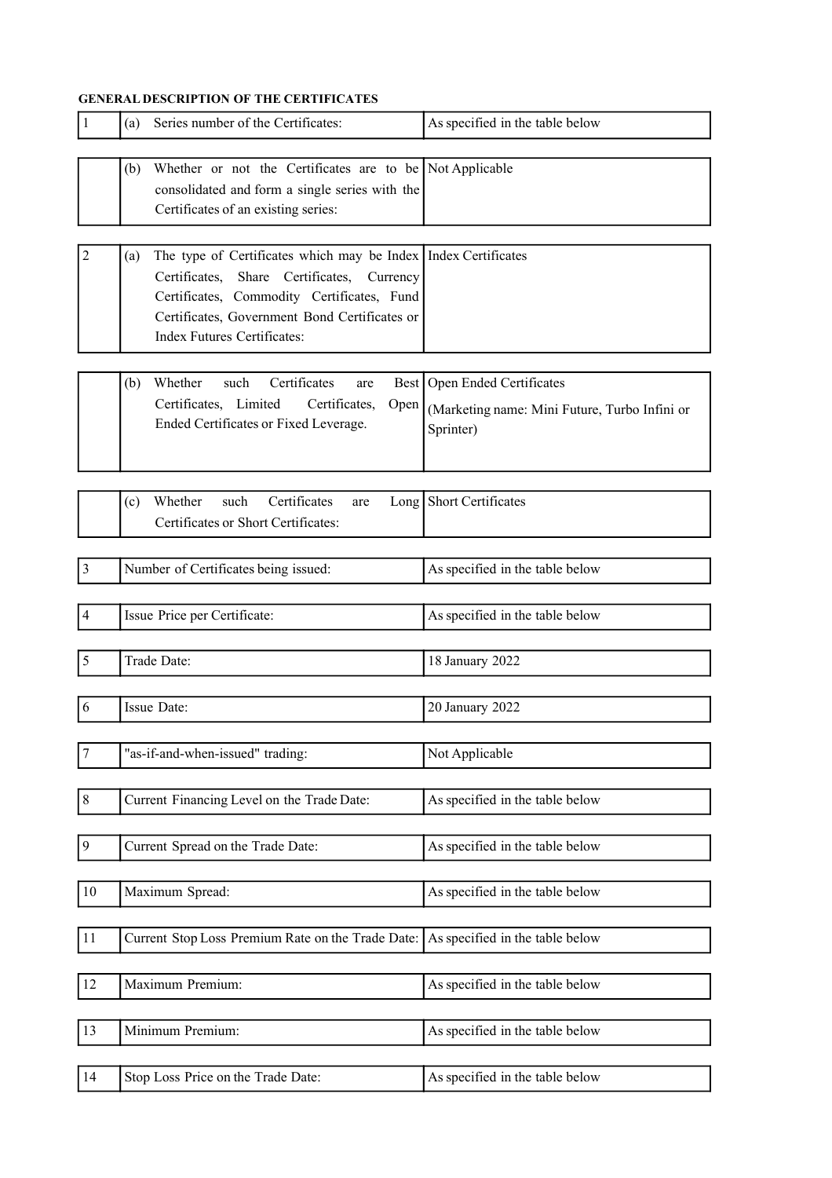**GENERAL DESCRIPTION OF THE CERTIFICATES**

| | | |
|---|---|---|
| 1 | (a) Series number of the Certificates: | As specified in the table below |
| | (b) Whether or not the Certificates are to be consolidated and form a single series with the Certificates of an existing series: | Not Applicable |
| 2 | (a) The type of Certificates which may be Index Certificates, Share Certificates, Currency Certificates, Commodity Certificates, Fund Certificates, Government Bond Certificates or Index Futures Certificates: | Index Certificates |
| | (b) Whether such Certificates are Best Certificates, Limited Certificates, Open Ended Certificates or Fixed Leverage. | Open Ended Certificates<br>(Marketing name: Mini Future, Turbo Infini or Sprinter) |
| | (c) Whether such Certificates are Long Certificates or Short Certificates: | Short Certificates |
| 3 | Number of Certificates being issued: | As specified in the table below |
| 4 | Issue Price per Certificate: | As specified in the table below |
| 5 | Trade Date: | 18 January 2022 |
| 6 | Issue Date: | 20 January 2022 |
| 7 | "as-if-and-when-issued" trading: | Not Applicable |
| 8 | Current Financing Level on the Trade Date: | As specified in the table below |
| 9 | Current Spread on the Trade Date: | As specified in the table below |
| 10 | Maximum Spread: | As specified in the table below |
| 11 | Current Stop Loss Premium Rate on the Trade Date: | As specified in the table below |
| 12 | Maximum Premium: | As specified in the table below |
| 13 | Minimum Premium: | As specified in the table below |
| 14 | Stop Loss Price on the Trade Date: | As specified in the table below |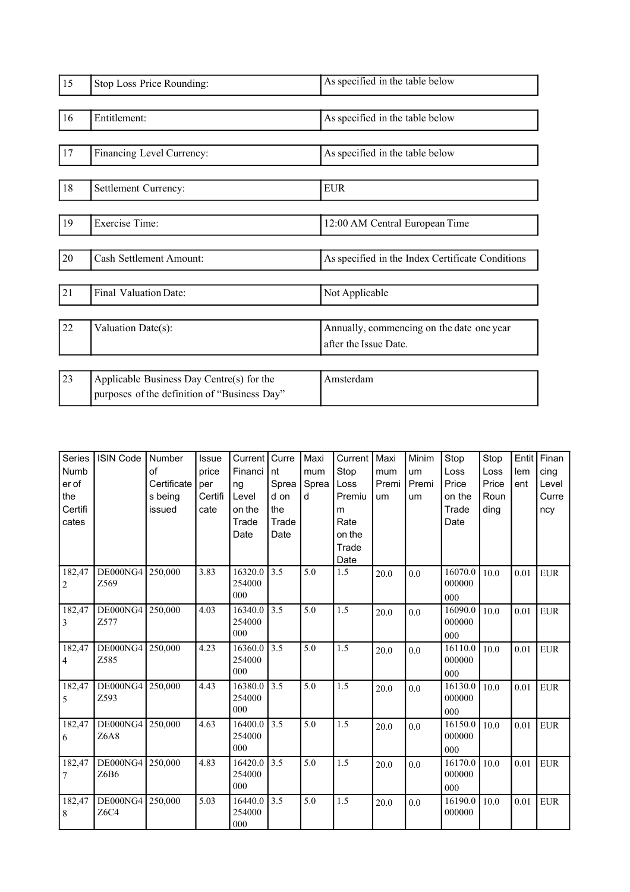| | | |
|---|---|---|
| 15 | Stop Loss Price Rounding: | As specified in the table below |
| 16 | Entitlement: | As specified in the table below |
| 17 | Financing Level Currency: | As specified in the table below |
| 18 | Settlement Currency: | EUR |
| 19 | Exercise Time: | 12:00 AM Central European Time |
| 20 | Cash Settlement Amount: | As specified in the Index Certificate Conditions |
| 21 | Final Valuation Date: | Not Applicable |
| 22 | Valuation Date(s): | Annually, commencing on the date one year after the Issue Date. |
| 23 | Applicable Business Day Centre(s) for the purposes of the definition of "Business Day" | Amsterdam |

| Series Number of the Certificates | ISIN Code | Number of Certificates being issued | Issue price per Certificate | Current Financing Level on the Trade Date | Current Spread on the Trade Date | Maximum Spread | Current Stop Loss Premium Rate on the Trade Date | Maximum Premium | Minimum Premium | Stop Loss Price on the Trade Date | Stop Loss Price Rounding | Entitlement | Financing Level Currency |
|---|---|---|---|---|---|---|---|---|---|---|---|---|---|
| 182,472 | DE000NG4Z569 | 250,000 | 3.83 | 16320.0254000000 | 3.5 | 5.0 | 1.5 | 20.0 | 0.0 | 16070.0000000000 | 10.0 | 0.01 | EUR |
| 182,473 | DE000NG4Z577 | 250,000 | 4.03 | 16340.0254000000 | 3.5 | 5.0 | 1.5 | 20.0 | 0.0 | 16090.0000000000 | 10.0 | 0.01 | EUR |
| 182,474 | DE000NG4Z585 | 250,000 | 4.23 | 16360.0254000000 | 3.5 | 5.0 | 1.5 | 20.0 | 0.0 | 16110.0000000000 | 10.0 | 0.01 | EUR |
| 182,475 | DE000NG4Z593 | 250,000 | 4.43 | 16380.0254000000 | 3.5 | 5.0 | 1.5 | 20.0 | 0.0 | 16130.0000000000 | 10.0 | 0.01 | EUR |
| 182,476 | DE000NG4Z6A8 | 250,000 | 4.63 | 16400.0254000000 | 3.5 | 5.0 | 1.5 | 20.0 | 0.0 | 16150.0000000000 | 10.0 | 0.01 | EUR |
| 182,477 | DE000NG4Z6B6 | 250,000 | 4.83 | 16420.0254000000 | 3.5 | 5.0 | 1.5 | 20.0 | 0.0 | 16170.0000000000 | 10.0 | 0.01 | EUR |
| 182,478 | DE000NG4Z6C4 | 250,000 | 5.03 | 16440.0254000000 | 3.5 | 5.0 | 1.5 | 20.0 | 0.0 | 16190.0000000 | 10.0 | 0.01 | EUR |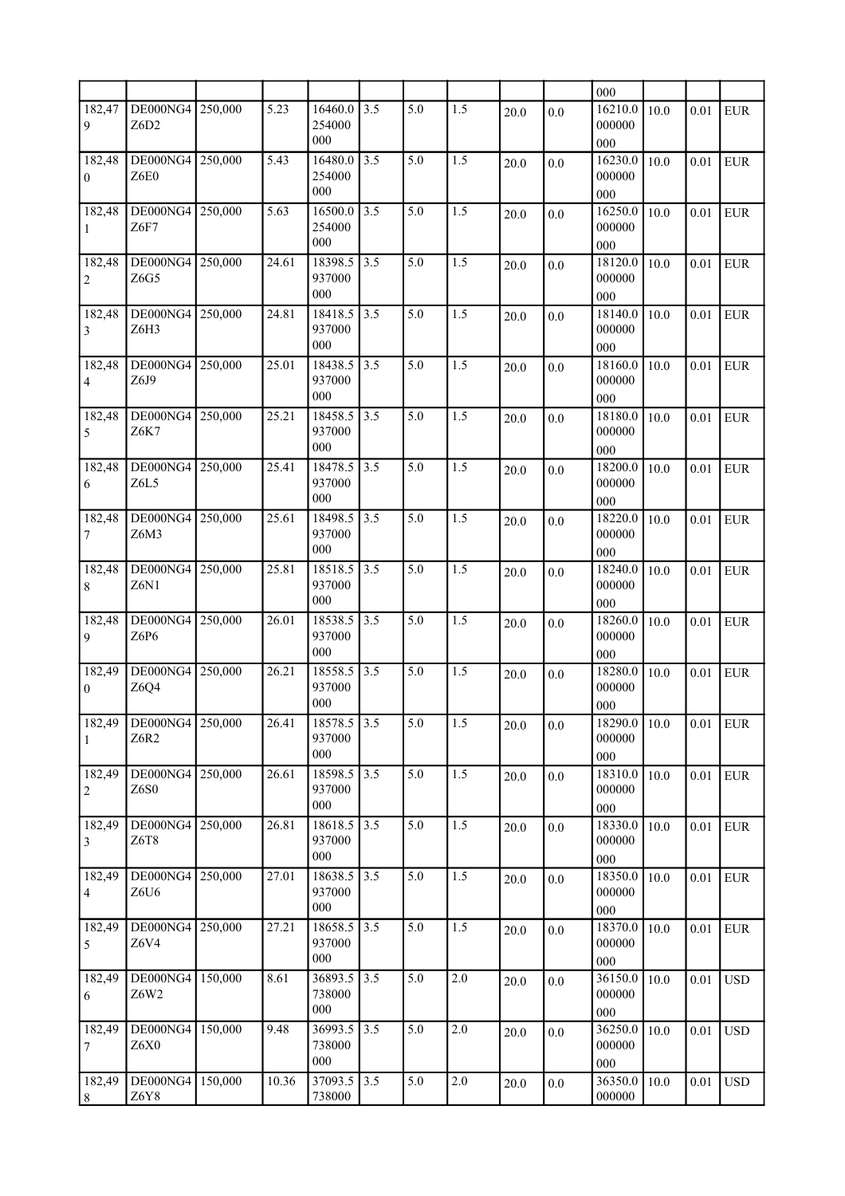| | | | | | | | | | | | | | |
|---|---|---|---|---|---|---|---|---|---|---|---|---|---|
| | | | | | | | | | | 000 | | | |
| 182,479 | DE000NG4Z6D2 | 250,000 | 5.23 | 16460.0254000000 | 3.5 | 5.0 | 1.5 | 20.0 | 0.0 | 16210.0000000000 | 10.0 | 0.01 | EUR |
| 182,480 | DE000NG4Z6E0 | 250,000 | 5.43 | 16480.0254000000 | 3.5 | 5.0 | 1.5 | 20.0 | 0.0 | 16230.0000000000 | 10.0 | 0.01 | EUR |
| 182,481 | DE000NG4Z6F7 | 250,000 | 5.63 | 16500.0254000000 | 3.5 | 5.0 | 1.5 | 20.0 | 0.0 | 16250.0000000000 | 10.0 | 0.01 | EUR |
| 182,482 | DE000NG4Z6G5 | 250,000 | 24.61 | 18398.5937000000 | 3.5 | 5.0 | 1.5 | 20.0 | 0.0 | 18120.0000000000 | 10.0 | 0.01 | EUR |
| 182,483 | DE000NG4Z6H3 | 250,000 | 24.81 | 18418.5937000000 | 3.5 | 5.0 | 1.5 | 20.0 | 0.0 | 18140.0000000000 | 10.0 | 0.01 | EUR |
| 182,484 | DE000NG4Z6J9 | 250,000 | 25.01 | 18438.5937000000 | 3.5 | 5.0 | 1.5 | 20.0 | 0.0 | 18160.0000000000 | 10.0 | 0.01 | EUR |
| 182,485 | DE000NG4Z6K7 | 250,000 | 25.21 | 18458.5937000000 | 3.5 | 5.0 | 1.5 | 20.0 | 0.0 | 18180.0000000000 | 10.0 | 0.01 | EUR |
| 182,486 | DE000NG4Z6L5 | 250,000 | 25.41 | 18478.5937000000 | 3.5 | 5.0 | 1.5 | 20.0 | 0.0 | 18200.0000000000 | 10.0 | 0.01 | EUR |
| 182,487 | DE000NG4Z6M3 | 250,000 | 25.61 | 18498.5937000000 | 3.5 | 5.0 | 1.5 | 20.0 | 0.0 | 18220.0000000000 | 10.0 | 0.01 | EUR |
| 182,488 | DE000NG4Z6N1 | 250,000 | 25.81 | 18518.5937000000 | 3.5 | 5.0 | 1.5 | 20.0 | 0.0 | 18240.0000000000 | 10.0 | 0.01 | EUR |
| 182,489 | DE000NG4Z6P6 | 250,000 | 26.01 | 18538.5937000000 | 3.5 | 5.0 | 1.5 | 20.0 | 0.0 | 18260.0000000000 | 10.0 | 0.01 | EUR |
| 182,490 | DE000NG4Z6Q4 | 250,000 | 26.21 | 18558.5937000000 | 3.5 | 5.0 | 1.5 | 20.0 | 0.0 | 18280.0000000000 | 10.0 | 0.01 | EUR |
| 182,491 | DE000NG4Z6R2 | 250,000 | 26.41 | 18578.5937000000 | 3.5 | 5.0 | 1.5 | 20.0 | 0.0 | 18290.0000000000 | 10.0 | 0.01 | EUR |
| 182,492 | DE000NG4Z6S0 | 250,000 | 26.61 | 18598.5937000000 | 3.5 | 5.0 | 1.5 | 20.0 | 0.0 | 18310.0000000000 | 10.0 | 0.01 | EUR |
| 182,493 | DE000NG4Z6T8 | 250,000 | 26.81 | 18618.5937000000 | 3.5 | 5.0 | 1.5 | 20.0 | 0.0 | 18330.0000000000 | 10.0 | 0.01 | EUR |
| 182,494 | DE000NG4Z6U6 | 250,000 | 27.01 | 18638.5937000000 | 3.5 | 5.0 | 1.5 | 20.0 | 0.0 | 18350.0000000000 | 10.0 | 0.01 | EUR |
| 182,495 | DE000NG4Z6V4 | 250,000 | 27.21 | 18658.5937000000 | 3.5 | 5.0 | 1.5 | 20.0 | 0.0 | 18370.0000000000 | 10.0 | 0.01 | EUR |
| 182,496 | DE000NG4Z6W2 | 150,000 | 8.61 | 36893.5738000000 | 3.5 | 5.0 | 2.0 | 20.0 | 0.0 | 36150.0000000000 | 10.0 | 0.01 | USD |
| 182,497 | DE000NG4Z6X0 | 150,000 | 9.48 | 36993.5738000000 | 3.5 | 5.0 | 2.0 | 20.0 | 0.0 | 36250.0000000000 | 10.0 | 0.01 | USD |
| 182,498 | DE000NG4Z6Y8 | 150,000 | 10.36 | 37093.5738000 | 3.5 | 5.0 | 2.0 | 20.0 | 0.0 | 36350.0000000 | 10.0 | 0.01 | USD |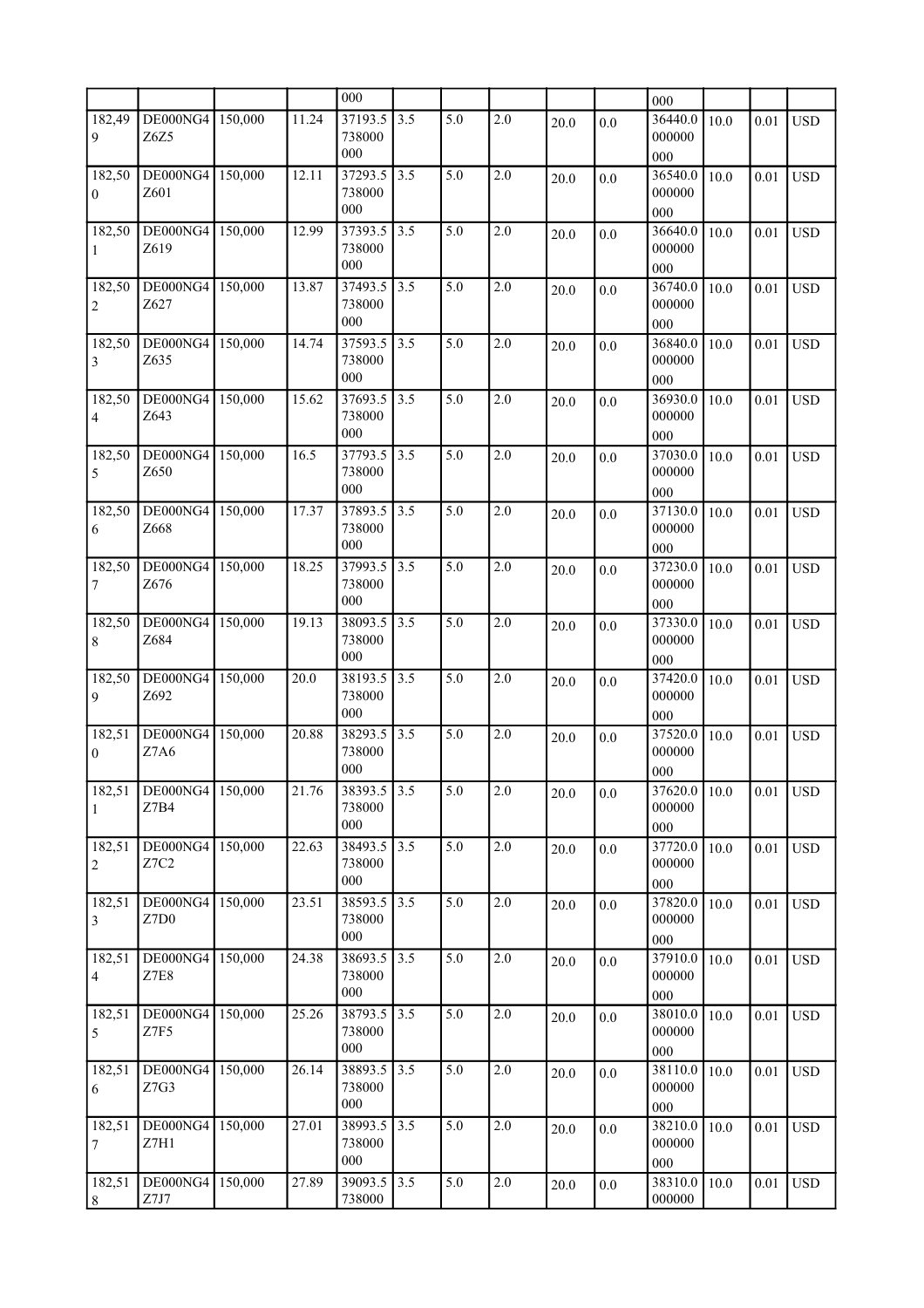| | | | | 000 | | | | | | 000 | | | |
|---|---|---|---|---|---|---|---|---|---|---|---|---|---|
| 182,499 | DE000NG4Z6Z5 | 150,000 | 11.24 | 37193.5738000000 | 3.5 | 5.0 | 2.0 | 20.0 | 0.0 | 36440.0000000000 | 10.0 | 0.01 | USD |
| 182,500 | DE000NG4Z601 | 150,000 | 12.11 | 37293.5738000000 | 3.5 | 5.0 | 2.0 | 20.0 | 0.0 | 36540.0000000000 | 10.0 | 0.01 | USD |
| 182,501 | DE000NG4Z619 | 150,000 | 12.99 | 37393.5738000000 | 3.5 | 5.0 | 2.0 | 20.0 | 0.0 | 36640.0000000000 | 10.0 | 0.01 | USD |
| 182,502 | DE000NG4Z627 | 150,000 | 13.87 | 37493.5738000000 | 3.5 | 5.0 | 2.0 | 20.0 | 0.0 | 36740.0000000000 | 10.0 | 0.01 | USD |
| 182,503 | DE000NG4Z635 | 150,000 | 14.74 | 37593.5738000000 | 3.5 | 5.0 | 2.0 | 20.0 | 0.0 | 36840.0000000000 | 10.0 | 0.01 | USD |
| 182,504 | DE000NG4Z643 | 150,000 | 15.62 | 37693.5738000000 | 3.5 | 5.0 | 2.0 | 20.0 | 0.0 | 36930.0000000000 | 10.0 | 0.01 | USD |
| 182,505 | DE000NG4Z650 | 150,000 | 16.5 | 37793.5738000000 | 3.5 | 5.0 | 2.0 | 20.0 | 0.0 | 37030.0000000000 | 10.0 | 0.01 | USD |
| 182,506 | DE000NG4Z668 | 150,000 | 17.37 | 37893.5738000000 | 3.5 | 5.0 | 2.0 | 20.0 | 0.0 | 37130.0000000000 | 10.0 | 0.01 | USD |
| 182,507 | DE000NG4Z676 | 150,000 | 18.25 | 37993.5738000000 | 3.5 | 5.0 | 2.0 | 20.0 | 0.0 | 37230.0000000000 | 10.0 | 0.01 | USD |
| 182,508 | DE000NG4Z684 | 150,000 | 19.13 | 38093.5738000000 | 3.5 | 5.0 | 2.0 | 20.0 | 0.0 | 37330.0000000000 | 10.0 | 0.01 | USD |
| 182,509 | DE000NG4Z692 | 150,000 | 20.0 | 38193.5738000000 | 3.5 | 5.0 | 2.0 | 20.0 | 0.0 | 37420.0000000000 | 10.0 | 0.01 | USD |
| 182,510 | DE000NG4Z7A6 | 150,000 | 20.88 | 38293.5738000000 | 3.5 | 5.0 | 2.0 | 20.0 | 0.0 | 37520.0000000000 | 10.0 | 0.01 | USD |
| 182,511 | DE000NG4Z7B4 | 150,000 | 21.76 | 38393.5738000000 | 3.5 | 5.0 | 2.0 | 20.0 | 0.0 | 37620.0000000000 | 10.0 | 0.01 | USD |
| 182,512 | DE000NG4Z7C2 | 150,000 | 22.63 | 38493.5738000000 | 3.5 | 5.0 | 2.0 | 20.0 | 0.0 | 37720.0000000000 | 10.0 | 0.01 | USD |
| 182,513 | DE000NG4Z7D0 | 150,000 | 23.51 | 38593.5738000000 | 3.5 | 5.0 | 2.0 | 20.0 | 0.0 | 37820.0000000000 | 10.0 | 0.01 | USD |
| 182,514 | DE000NG4Z7E8 | 150,000 | 24.38 | 38693.5738000000 | 3.5 | 5.0 | 2.0 | 20.0 | 0.0 | 37910.0000000000 | 10.0 | 0.01 | USD |
| 182,515 | DE000NG4Z7F5 | 150,000 | 25.26 | 38793.5738000000 | 3.5 | 5.0 | 2.0 | 20.0 | 0.0 | 38010.0000000000 | 10.0 | 0.01 | USD |
| 182,516 | DE000NG4Z7G3 | 150,000 | 26.14 | 38893.5738000000 | 3.5 | 5.0 | 2.0 | 20.0 | 0.0 | 38110.0000000000 | 10.0 | 0.01 | USD |
| 182,517 | DE000NG4Z7H1 | 150,000 | 27.01 | 38993.5738000000 | 3.5 | 5.0 | 2.0 | 20.0 | 0.0 | 38210.0000000000 | 10.0 | 0.01 | USD |
| 182,518 | DE000NG4Z7J7 | 150,000 | 27.89 | 39093.5738000 | 3.5 | 5.0 | 2.0 | 20.0 | 0.0 | 38310.0000000 | 10.0 | 0.01 | USD |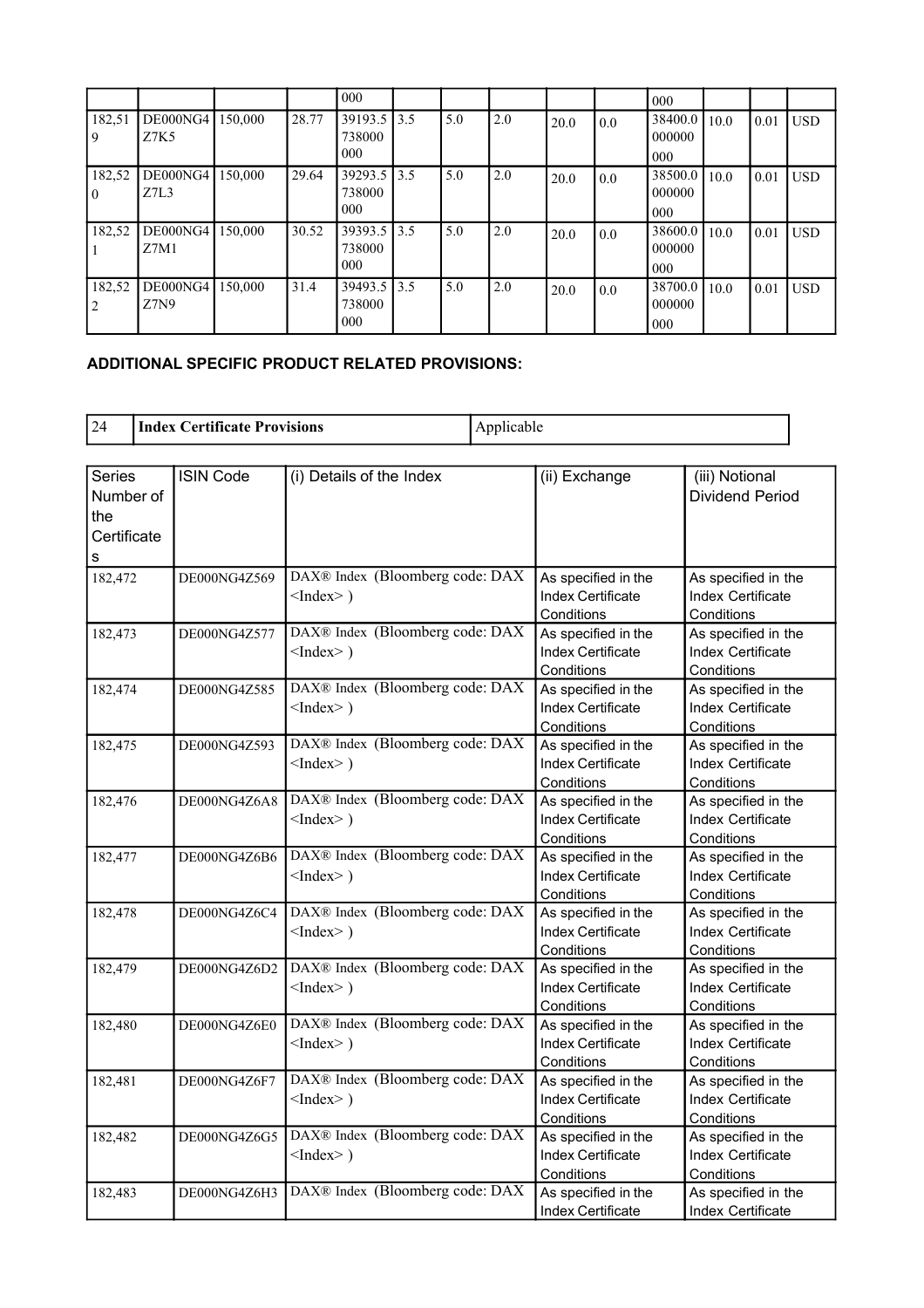| | | | | 000 | | | | | | 000 | | | |
|---|---|---|---|---|---|---|---|---|---|---|---|---|---|
| 182,519 | DE000NG4Z7K5 | 150,000 | 28.77 | 39193.5738000000 | 3.5 | 5.0 | 2.0 | 20.0 | 0.0 | 38400.0000000000 | 10.0 | 0.01 | USD |
| 182,520 | DE000NG4Z7L3 | 150,000 | 29.64 | 39293.5738000000 | 3.5 | 5.0 | 2.0 | 20.0 | 0.0 | 38500.0000000000 | 10.0 | 0.01 | USD |
| 182,521 | DE000NG4Z7M1 | 150,000 | 30.52 | 39393.5738000000 | 3.5 | 5.0 | 2.0 | 20.0 | 0.0 | 38600.0000000000 | 10.0 | 0.01 | USD |
| 182,522 | DE000NG4Z7N9 | 150,000 | 31.4 | 39493.5738000000 | 3.5 | 5.0 | 2.0 | 20.0 | 0.0 | 38700.0000000000 | 10.0 | 0.01 | USD |

**ADDITIONAL SPECIFIC PRODUCT RELATED PROVISIONS:**

| 24 | **Index Certificate Provisions** | Applicable |
|---|---|---|

| Series Number of the Certificates | ISIN Code | (i) Details of the Index | (ii) Exchange | (iii) Notional Dividend Period |
|---|---|---|---|---|
| 182,472 | DE000NG4Z569 | DAX® Index (Bloomberg code: DAX <Index> ) | As specified in the Index Certificate Conditions | As specified in the Index Certificate Conditions |
| 182,473 | DE000NG4Z577 | DAX® Index (Bloomberg code: DAX <Index> ) | As specified in the Index Certificate Conditions | As specified in the Index Certificate Conditions |
| 182,474 | DE000NG4Z585 | DAX® Index (Bloomberg code: DAX <Index> ) | As specified in the Index Certificate Conditions | As specified in the Index Certificate Conditions |
| 182,475 | DE000NG4Z593 | DAX® Index (Bloomberg code: DAX <Index> ) | As specified in the Index Certificate Conditions | As specified in the Index Certificate Conditions |
| 182,476 | DE000NG4Z6A8 | DAX® Index (Bloomberg code: DAX <Index> ) | As specified in the Index Certificate Conditions | As specified in the Index Certificate Conditions |
| 182,477 | DE000NG4Z6B6 | DAX® Index (Bloomberg code: DAX <Index> ) | As specified in the Index Certificate Conditions | As specified in the Index Certificate Conditions |
| 182,478 | DE000NG4Z6C4 | DAX® Index (Bloomberg code: DAX <Index> ) | As specified in the Index Certificate Conditions | As specified in the Index Certificate Conditions |
| 182,479 | DE000NG4Z6D2 | DAX® Index (Bloomberg code: DAX <Index> ) | As specified in the Index Certificate Conditions | As specified in the Index Certificate Conditions |
| 182,480 | DE000NG4Z6E0 | DAX® Index (Bloomberg code: DAX <Index> ) | As specified in the Index Certificate Conditions | As specified in the Index Certificate Conditions |
| 182,481 | DE000NG4Z6F7 | DAX® Index (Bloomberg code: DAX <Index> ) | As specified in the Index Certificate Conditions | As specified in the Index Certificate Conditions |
| 182,482 | DE000NG4Z6G5 | DAX® Index (Bloomberg code: DAX <Index> ) | As specified in the Index Certificate Conditions | As specified in the Index Certificate Conditions |
| 182,483 | DE000NG4Z6H3 | DAX® Index (Bloomberg code: DAX | As specified in the Index Certificate | As specified in the Index Certificate |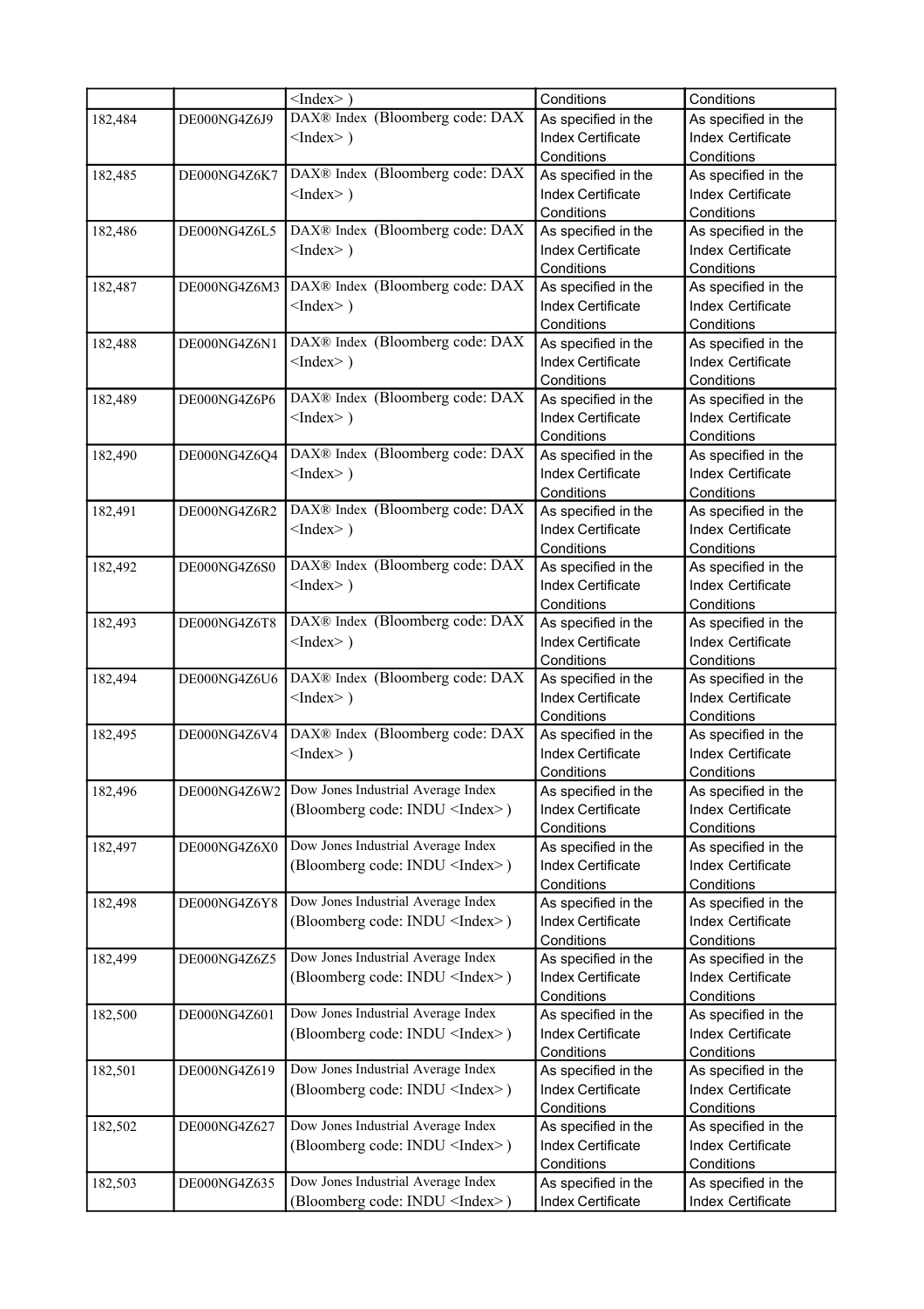| | | <Index> ) | Conditions | Conditions |
|---|---|---|---|---|
| 182,484 | DE000NG4Z6J9 | DAX® Index (Bloomberg code: DAX <Index> ) | As specified in the Index Certificate Conditions | As specified in the Index Certificate Conditions |
| 182,485 | DE000NG4Z6K7 | DAX® Index (Bloomberg code: DAX <Index> ) | As specified in the Index Certificate Conditions | As specified in the Index Certificate Conditions |
| 182,486 | DE000NG4Z6L5 | DAX® Index (Bloomberg code: DAX <Index> ) | As specified in the Index Certificate Conditions | As specified in the Index Certificate Conditions |
| 182,487 | DE000NG4Z6M3 | DAX® Index (Bloomberg code: DAX <Index> ) | As specified in the Index Certificate Conditions | As specified in the Index Certificate Conditions |
| 182,488 | DE000NG4Z6N1 | DAX® Index (Bloomberg code: DAX <Index> ) | As specified in the Index Certificate Conditions | As specified in the Index Certificate Conditions |
| 182,489 | DE000NG4Z6P6 | DAX® Index (Bloomberg code: DAX <Index> ) | As specified in the Index Certificate Conditions | As specified in the Index Certificate Conditions |
| 182,490 | DE000NG4Z6Q4 | DAX® Index (Bloomberg code: DAX <Index> ) | As specified in the Index Certificate Conditions | As specified in the Index Certificate Conditions |
| 182,491 | DE000NG4Z6R2 | DAX® Index (Bloomberg code: DAX <Index> ) | As specified in the Index Certificate Conditions | As specified in the Index Certificate Conditions |
| 182,492 | DE000NG4Z6S0 | DAX® Index (Bloomberg code: DAX <Index> ) | As specified in the Index Certificate Conditions | As specified in the Index Certificate Conditions |
| 182,493 | DE000NG4Z6T8 | DAX® Index (Bloomberg code: DAX <Index> ) | As specified in the Index Certificate Conditions | As specified in the Index Certificate Conditions |
| 182,494 | DE000NG4Z6U6 | DAX® Index (Bloomberg code: DAX <Index> ) | As specified in the Index Certificate Conditions | As specified in the Index Certificate Conditions |
| 182,495 | DE000NG4Z6V4 | DAX® Index (Bloomberg code: DAX <Index> ) | As specified in the Index Certificate Conditions | As specified in the Index Certificate Conditions |
| 182,496 | DE000NG4Z6W2 | Dow Jones Industrial Average Index (Bloomberg code: INDU <Index> ) | As specified in the Index Certificate Conditions | As specified in the Index Certificate Conditions |
| 182,497 | DE000NG4Z6X0 | Dow Jones Industrial Average Index (Bloomberg code: INDU <Index> ) | As specified in the Index Certificate Conditions | As specified in the Index Certificate Conditions |
| 182,498 | DE000NG4Z6Y8 | Dow Jones Industrial Average Index (Bloomberg code: INDU <Index> ) | As specified in the Index Certificate Conditions | As specified in the Index Certificate Conditions |
| 182,499 | DE000NG4Z6Z5 | Dow Jones Industrial Average Index (Bloomberg code: INDU <Index> ) | As specified in the Index Certificate Conditions | As specified in the Index Certificate Conditions |
| 182,500 | DE000NG4Z601 | Dow Jones Industrial Average Index (Bloomberg code: INDU <Index> ) | As specified in the Index Certificate Conditions | As specified in the Index Certificate Conditions |
| 182,501 | DE000NG4Z619 | Dow Jones Industrial Average Index (Bloomberg code: INDU <Index> ) | As specified in the Index Certificate Conditions | As specified in the Index Certificate Conditions |
| 182,502 | DE000NG4Z627 | Dow Jones Industrial Average Index (Bloomberg code: INDU <Index> ) | As specified in the Index Certificate Conditions | As specified in the Index Certificate Conditions |
| 182,503 | DE000NG4Z635 | Dow Jones Industrial Average Index (Bloomberg code: INDU <Index> ) | As specified in the Index Certificate | As specified in the Index Certificate |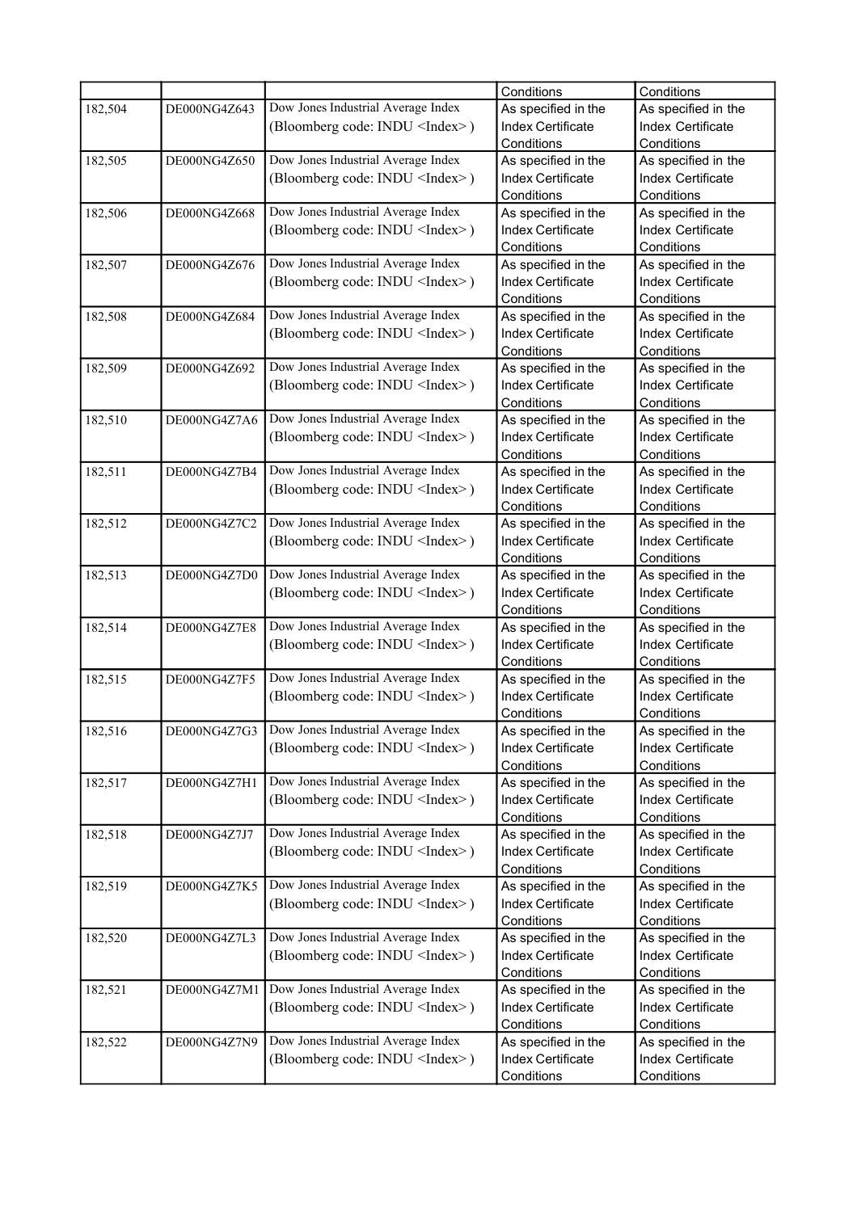| | | | Conditions | Conditions |
|---|---|---|---|---|
| 182,504 | DE000NG4Z643 | Dow Jones Industrial Average Index (Bloomberg code: INDU <Index> ) | As specified in the Index Certificate Conditions | As specified in the Index Certificate Conditions |
| 182,505 | DE000NG4Z650 | Dow Jones Industrial Average Index (Bloomberg code: INDU <Index> ) | As specified in the Index Certificate Conditions | As specified in the Index Certificate Conditions |
| 182,506 | DE000NG4Z668 | Dow Jones Industrial Average Index (Bloomberg code: INDU <Index> ) | As specified in the Index Certificate Conditions | As specified in the Index Certificate Conditions |
| 182,507 | DE000NG4Z676 | Dow Jones Industrial Average Index (Bloomberg code: INDU <Index> ) | As specified in the Index Certificate Conditions | As specified in the Index Certificate Conditions |
| 182,508 | DE000NG4Z684 | Dow Jones Industrial Average Index (Bloomberg code: INDU <Index> ) | As specified in the Index Certificate Conditions | As specified in the Index Certificate Conditions |
| 182,509 | DE000NG4Z692 | Dow Jones Industrial Average Index (Bloomberg code: INDU <Index> ) | As specified in the Index Certificate Conditions | As specified in the Index Certificate Conditions |
| 182,510 | DE000NG4Z7A6 | Dow Jones Industrial Average Index (Bloomberg code: INDU <Index> ) | As specified in the Index Certificate Conditions | As specified in the Index Certificate Conditions |
| 182,511 | DE000NG4Z7B4 | Dow Jones Industrial Average Index (Bloomberg code: INDU <Index> ) | As specified in the Index Certificate Conditions | As specified in the Index Certificate Conditions |
| 182,512 | DE000NG4Z7C2 | Dow Jones Industrial Average Index (Bloomberg code: INDU <Index> ) | As specified in the Index Certificate Conditions | As specified in the Index Certificate Conditions |
| 182,513 | DE000NG4Z7D0 | Dow Jones Industrial Average Index (Bloomberg code: INDU <Index> ) | As specified in the Index Certificate Conditions | As specified in the Index Certificate Conditions |
| 182,514 | DE000NG4Z7E8 | Dow Jones Industrial Average Index (Bloomberg code: INDU <Index> ) | As specified in the Index Certificate Conditions | As specified in the Index Certificate Conditions |
| 182,515 | DE000NG4Z7F5 | Dow Jones Industrial Average Index (Bloomberg code: INDU <Index> ) | As specified in the Index Certificate Conditions | As specified in the Index Certificate Conditions |
| 182,516 | DE000NG4Z7G3 | Dow Jones Industrial Average Index (Bloomberg code: INDU <Index> ) | As specified in the Index Certificate Conditions | As specified in the Index Certificate Conditions |
| 182,517 | DE000NG4Z7H1 | Dow Jones Industrial Average Index (Bloomberg code: INDU <Index> ) | As specified in the Index Certificate Conditions | As specified in the Index Certificate Conditions |
| 182,518 | DE000NG4Z7J7 | Dow Jones Industrial Average Index (Bloomberg code: INDU <Index> ) | As specified in the Index Certificate Conditions | As specified in the Index Certificate Conditions |
| 182,519 | DE000NG4Z7K5 | Dow Jones Industrial Average Index (Bloomberg code: INDU <Index> ) | As specified in the Index Certificate Conditions | As specified in the Index Certificate Conditions |
| 182,520 | DE000NG4Z7L3 | Dow Jones Industrial Average Index (Bloomberg code: INDU <Index> ) | As specified in the Index Certificate Conditions | As specified in the Index Certificate Conditions |
| 182,521 | DE000NG4Z7M1 | Dow Jones Industrial Average Index (Bloomberg code: INDU <Index> ) | As specified in the Index Certificate Conditions | As specified in the Index Certificate Conditions |
| 182,522 | DE000NG4Z7N9 | Dow Jones Industrial Average Index (Bloomberg code: INDU <Index> ) | As specified in the Index Certificate Conditions | As specified in the Index Certificate Conditions |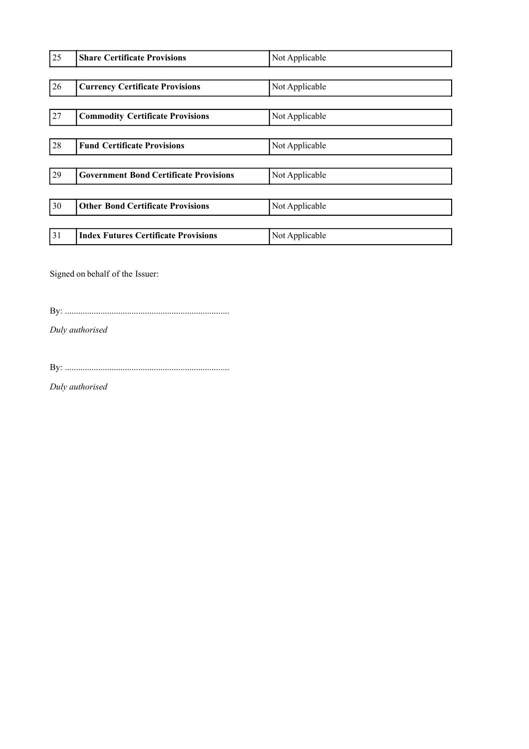| | | |
|---|---|---|
| 25 | **Share Certificate Provisions** | Not Applicable |
| 26 | **Currency Certificate Provisions** | Not Applicable |
| 27 | **Commodity Certificate Provisions** | Not Applicable |
| 28 | **Fund Certificate Provisions** | Not Applicable |
| 29 | **Government Bond Certificate Provisions** | Not Applicable |
| 30 | **Other Bond Certificate Provisions** | Not Applicable |
| 31 | **Index Futures Certificate Provisions** | Not Applicable |

Signed on behalf of the Issuer:

By: ..........................................................................

*Duly authorised*

By: ..........................................................................

*Duly authorised*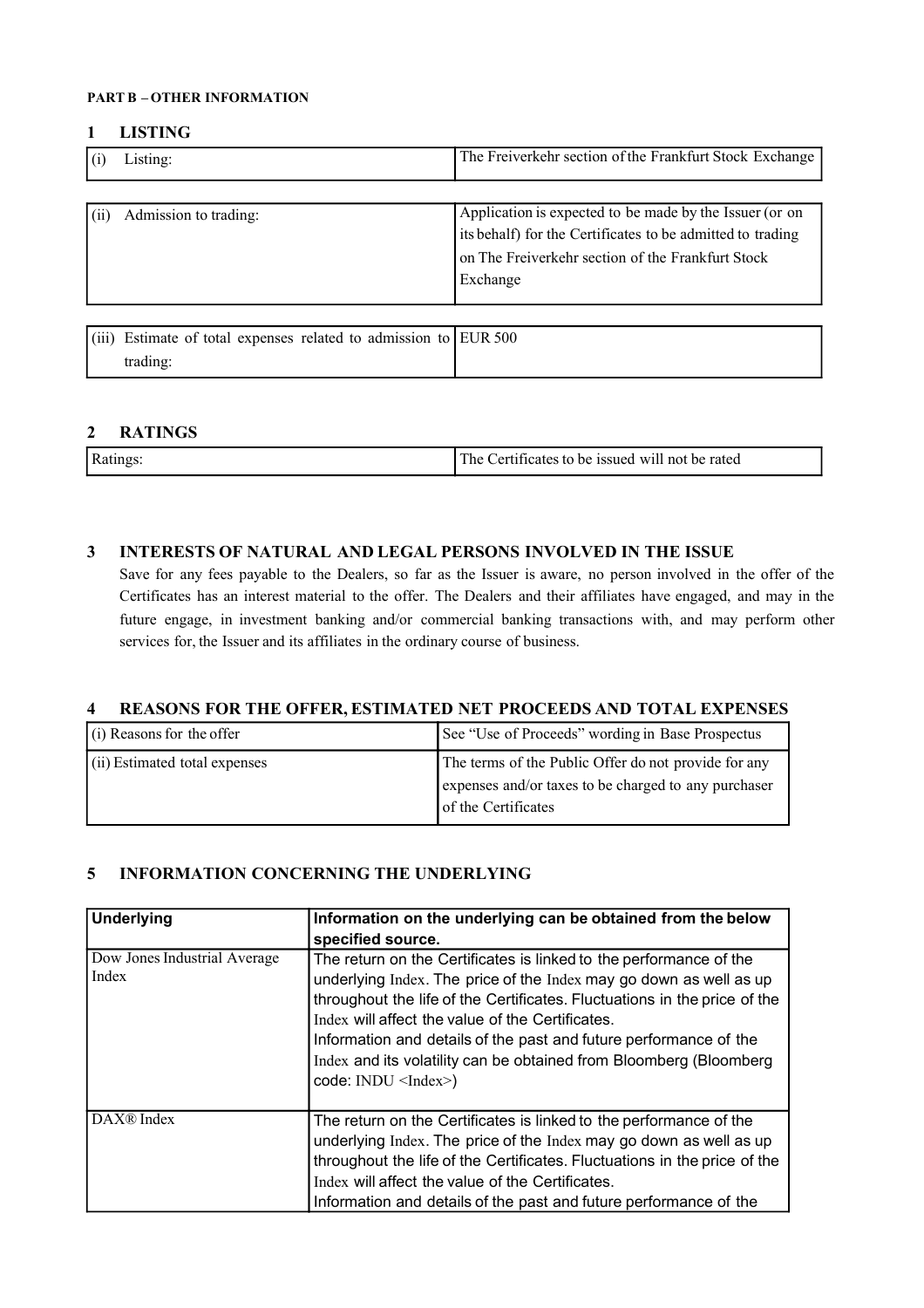**PART B – OTHER INFORMATION**

## 1 LISTING

| | |
|---|---|
| (i) Listing: | The Freiverkehr section of the Frankfurt Stock Exchange |

| | |
|---|---|
| (ii) Admission to trading: | Application is expected to be made by the Issuer (or on its behalf) for the Certificates to be admitted to trading on The Freiverkehr section of the Frankfurt Stock Exchange |

| | |
|---|---|
| (iii) Estimate of total expenses related to admission to trading: | EUR 500 |

## 2 RATINGS

| | |
|---|---|
| Ratings: | The Certificates to be issued will not be rated |

## 3 INTERESTS OF NATURAL AND LEGAL PERSONS INVOLVED IN THE ISSUE

Save for any fees payable to the Dealers, so far as the Issuer is aware, no person involved in the offer of the Certificates has an interest material to the offer. The Dealers and their affiliates have engaged, and may in the future engage, in investment banking and/or commercial banking transactions with, and may perform other services for, the Issuer and its affiliates in the ordinary course of business.

## 4 REASONS FOR THE OFFER, ESTIMATED NET PROCEEDS AND TOTAL EXPENSES

| | |
|---|---|
| (i) Reasons for the offer | See "Use of Proceeds" wording in Base Prospectus |
| (ii) Estimated total expenses | The terms of the Public Offer do not provide for any expenses and/or taxes to be charged to any purchaser of the Certificates |

## 5 INFORMATION CONCERNING THE UNDERLYING

| Underlying | Information on the underlying can be obtained from the below specified source. |
|---|---|
| Dow Jones Industrial Average Index | The return on the Certificates is linked to the performance of the underlying Index. The price of the Index may go down as well as up throughout the life of the Certificates. Fluctuations in the price of the Index will affect the value of the Certificates.<br>Information and details of the past and future performance of the Index and its volatility can be obtained from Bloomberg (Bloomberg code: INDU <Index>) |
| DAX® Index | The return on the Certificates is linked to the performance of the underlying Index. The price of the Index may go down as well as up throughout the life of the Certificates. Fluctuations in the price of the Index will affect the value of the Certificates.<br>Information and details of the past and future performance of the |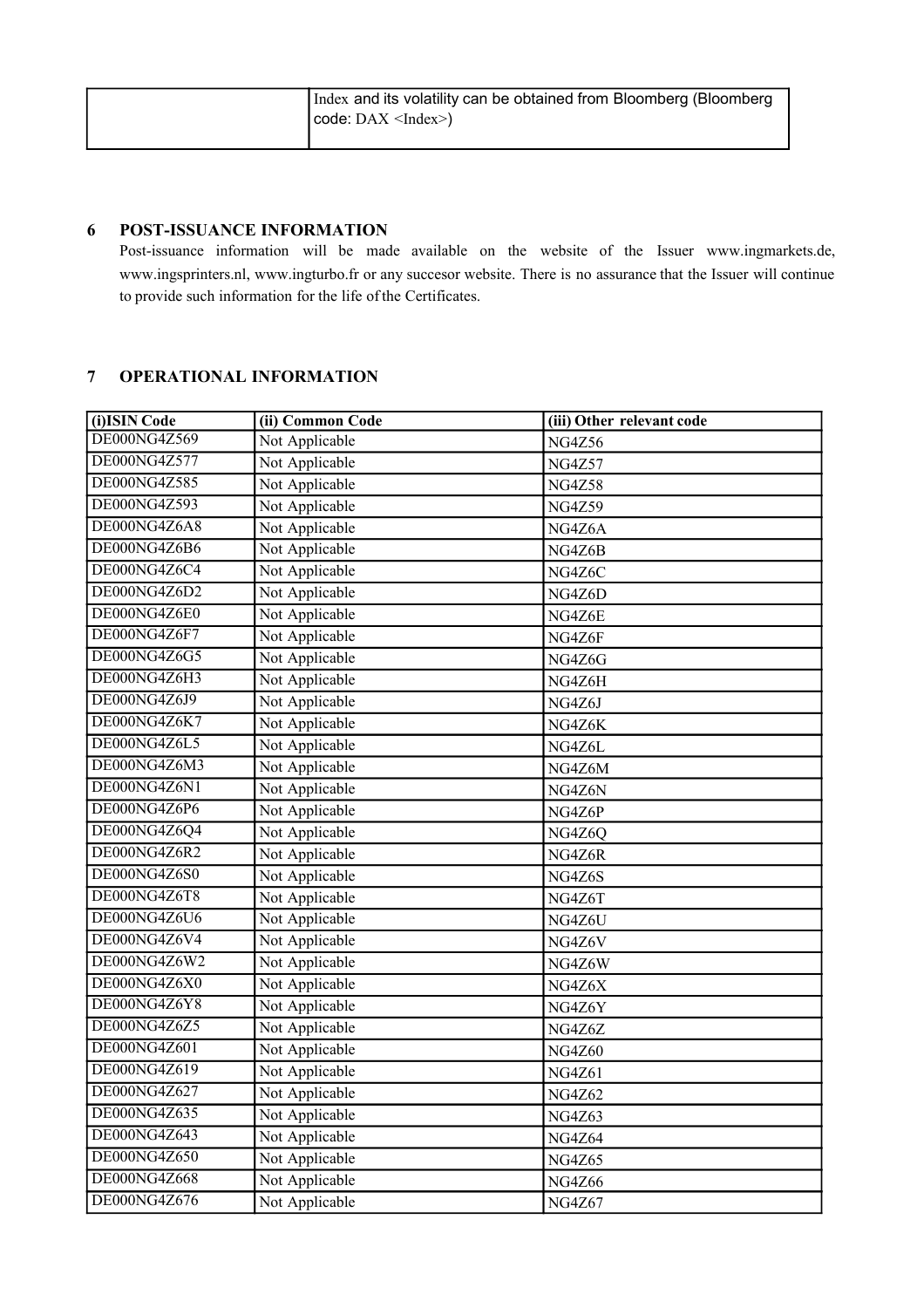| | Index and its volatility can be obtained from Bloomberg (Bloomberg code: DAX <Index>) |
|---|---|

## 6 POST-ISSUANCE INFORMATION

Post-issuance information will be made available on the website of the Issuer www.ingmarkets.de, www.ingsprinters.nl, www.ingturbo.fr or any succesor website. There is no assurance that the Issuer will continue to provide such information for the life of the Certificates.

## 7 OPERATIONAL INFORMATION

| (i)ISIN Code | (ii) Common Code | (iii) Other relevant code |
|---|---|---|
| DE000NG4Z569 | Not Applicable | NG4Z56 |
| DE000NG4Z577 | Not Applicable | NG4Z57 |
| DE000NG4Z585 | Not Applicable | NG4Z58 |
| DE000NG4Z593 | Not Applicable | NG4Z59 |
| DE000NG4Z6A8 | Not Applicable | NG4Z6A |
| DE000NG4Z6B6 | Not Applicable | NG4Z6B |
| DE000NG4Z6C4 | Not Applicable | NG4Z6C |
| DE000NG4Z6D2 | Not Applicable | NG4Z6D |
| DE000NG4Z6E0 | Not Applicable | NG4Z6E |
| DE000NG4Z6F7 | Not Applicable | NG4Z6F |
| DE000NG4Z6G5 | Not Applicable | NG4Z6G |
| DE000NG4Z6H3 | Not Applicable | NG4Z6H |
| DE000NG4Z6J9 | Not Applicable | NG4Z6J |
| DE000NG4Z6K7 | Not Applicable | NG4Z6K |
| DE000NG4Z6L5 | Not Applicable | NG4Z6L |
| DE000NG4Z6M3 | Not Applicable | NG4Z6M |
| DE000NG4Z6N1 | Not Applicable | NG4Z6N |
| DE000NG4Z6P6 | Not Applicable | NG4Z6P |
| DE000NG4Z6Q4 | Not Applicable | NG4Z6Q |
| DE000NG4Z6R2 | Not Applicable | NG4Z6R |
| DE000NG4Z6S0 | Not Applicable | NG4Z6S |
| DE000NG4Z6T8 | Not Applicable | NG4Z6T |
| DE000NG4Z6U6 | Not Applicable | NG4Z6U |
| DE000NG4Z6V4 | Not Applicable | NG4Z6V |
| DE000NG4Z6W2 | Not Applicable | NG4Z6W |
| DE000NG4Z6X0 | Not Applicable | NG4Z6X |
| DE000NG4Z6Y8 | Not Applicable | NG4Z6Y |
| DE000NG4Z6Z5 | Not Applicable | NG4Z6Z |
| DE000NG4Z601 | Not Applicable | NG4Z60 |
| DE000NG4Z619 | Not Applicable | NG4Z61 |
| DE000NG4Z627 | Not Applicable | NG4Z62 |
| DE000NG4Z635 | Not Applicable | NG4Z63 |
| DE000NG4Z643 | Not Applicable | NG4Z64 |
| DE000NG4Z650 | Not Applicable | NG4Z65 |
| DE000NG4Z668 | Not Applicable | NG4Z66 |
| DE000NG4Z676 | Not Applicable | NG4Z67 |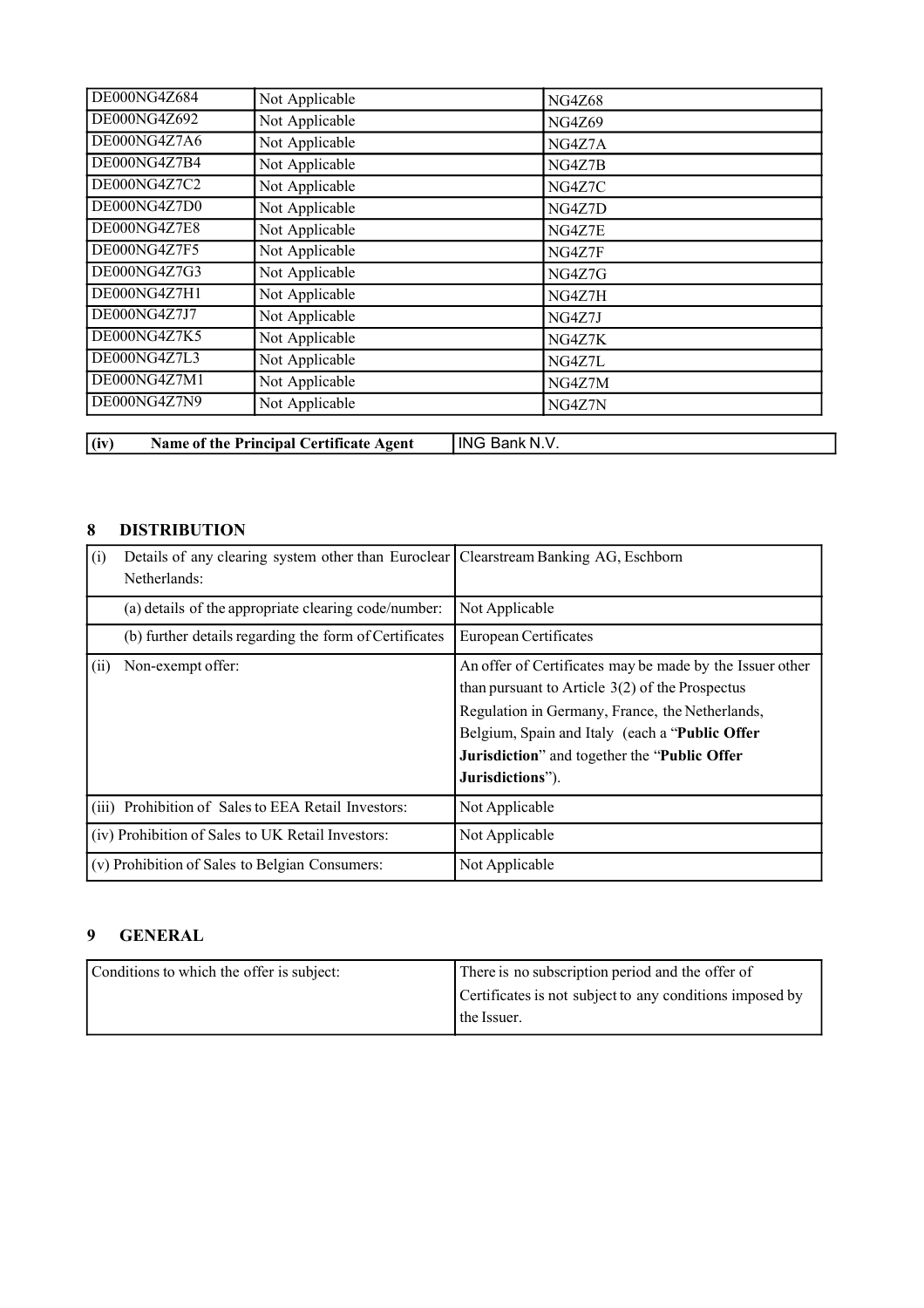| | | |
|---|---|---|
| DE000NG4Z684 | Not Applicable | NG4Z68 |
| DE000NG4Z692 | Not Applicable | NG4Z69 |
| DE000NG4Z7A6 | Not Applicable | NG4Z7A |
| DE000NG4Z7B4 | Not Applicable | NG4Z7B |
| DE000NG4Z7C2 | Not Applicable | NG4Z7C |
| DE000NG4Z7D0 | Not Applicable | NG4Z7D |
| DE000NG4Z7E8 | Not Applicable | NG4Z7E |
| DE000NG4Z7F5 | Not Applicable | NG4Z7F |
| DE000NG4Z7G3 | Not Applicable | NG4Z7G |
| DE000NG4Z7H1 | Not Applicable | NG4Z7H |
| DE000NG4Z7J7 | Not Applicable | NG4Z7J |
| DE000NG4Z7K5 | Not Applicable | NG4Z7K |
| DE000NG4Z7L3 | Not Applicable | NG4Z7L |
| DE000NG4Z7M1 | Not Applicable | NG4Z7M |
| DE000NG4Z7N9 | Not Applicable | NG4Z7N |

| | |
|---|---|
| **(iv) Name of the Principal Certificate Agent** | ING Bank N.V. |

## 8 DISTRIBUTION

| | |
|---|---|
| (i) Details of any clearing system other than Euroclear Netherlands: | Clearstream Banking AG, Eschborn |
| (a) details of the appropriate clearing code/number: | Not Applicable |
| (b) further details regarding the form of Certificates | European Certificates |
| (ii) Non-exempt offer: | An offer of Certificates may be made by the Issuer other than pursuant to Article 3(2) of the Prospectus Regulation in Germany, France, the Netherlands, Belgium, Spain and Italy (each a "**Public Offer Jurisdiction**" and together the "**Public Offer Jurisdictions**"). |
| (iii) Prohibition of Sales to EEA Retail Investors: | Not Applicable |
| (iv) Prohibition of Sales to UK Retail Investors: | Not Applicable |
| (v) Prohibition of Sales to Belgian Consumers: | Not Applicable |

## 9 GENERAL

| | |
|---|---|
| Conditions to which the offer is subject: | There is no subscription period and the offer of Certificates is not subject to any conditions imposed by the Issuer. |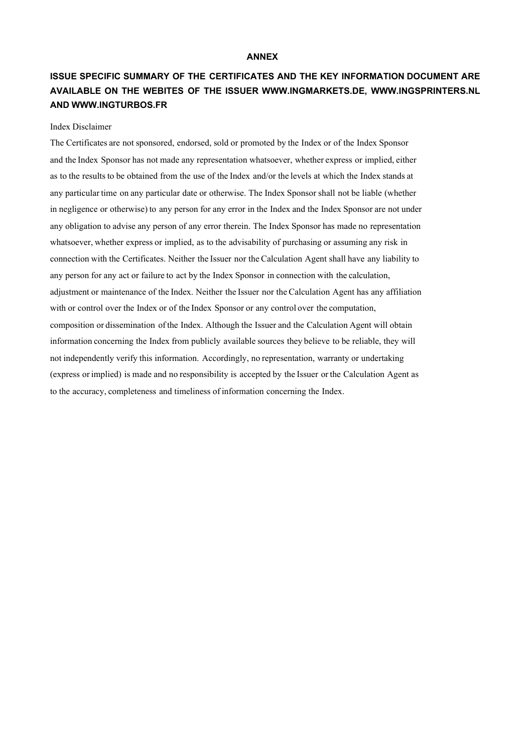**ANNEX**

**ISSUE SPECIFIC SUMMARY OF THE CERTIFICATES AND THE KEY INFORMATION DOCUMENT ARE AVAILABLE ON THE WEBITES OF THE ISSUER WWW.INGMARKETS.DE, WWW.INGSPRINTERS.NL AND WWW.INGTURBOS.FR**

Index Disclaimer

The Certificates are not sponsored, endorsed, sold or promoted by the Index or of the Index Sponsor and the Index Sponsor has not made any representation whatsoever, whether express or implied, either as to the results to be obtained from the use of the Index and/or the levels at which the Index stands at any particular time on any particular date or otherwise. The Index Sponsor shall not be liable (whether in negligence or otherwise) to any person for any error in the Index and the Index Sponsor are not under any obligation to advise any person of any error therein. The Index Sponsor has made no representation whatsoever, whether express or implied, as to the advisability of purchasing or assuming any risk in connection with the Certificates. Neither the Issuer nor the Calculation Agent shall have any liability to any person for any act or failure to act by the Index Sponsor in connection with the calculation, adjustment or maintenance of the Index. Neither the Issuer nor the Calculation Agent has any affiliation with or control over the Index or of the Index Sponsor or any control over the computation, composition or dissemination of the Index. Although the Issuer and the Calculation Agent will obtain information concerning the Index from publicly available sources they believe to be reliable, they will not independently verify this information. Accordingly, no representation, warranty or undertaking (express or implied) is made and no responsibility is accepted by the Issuer or the Calculation Agent as to the accuracy, completeness and timeliness of information concerning the Index.